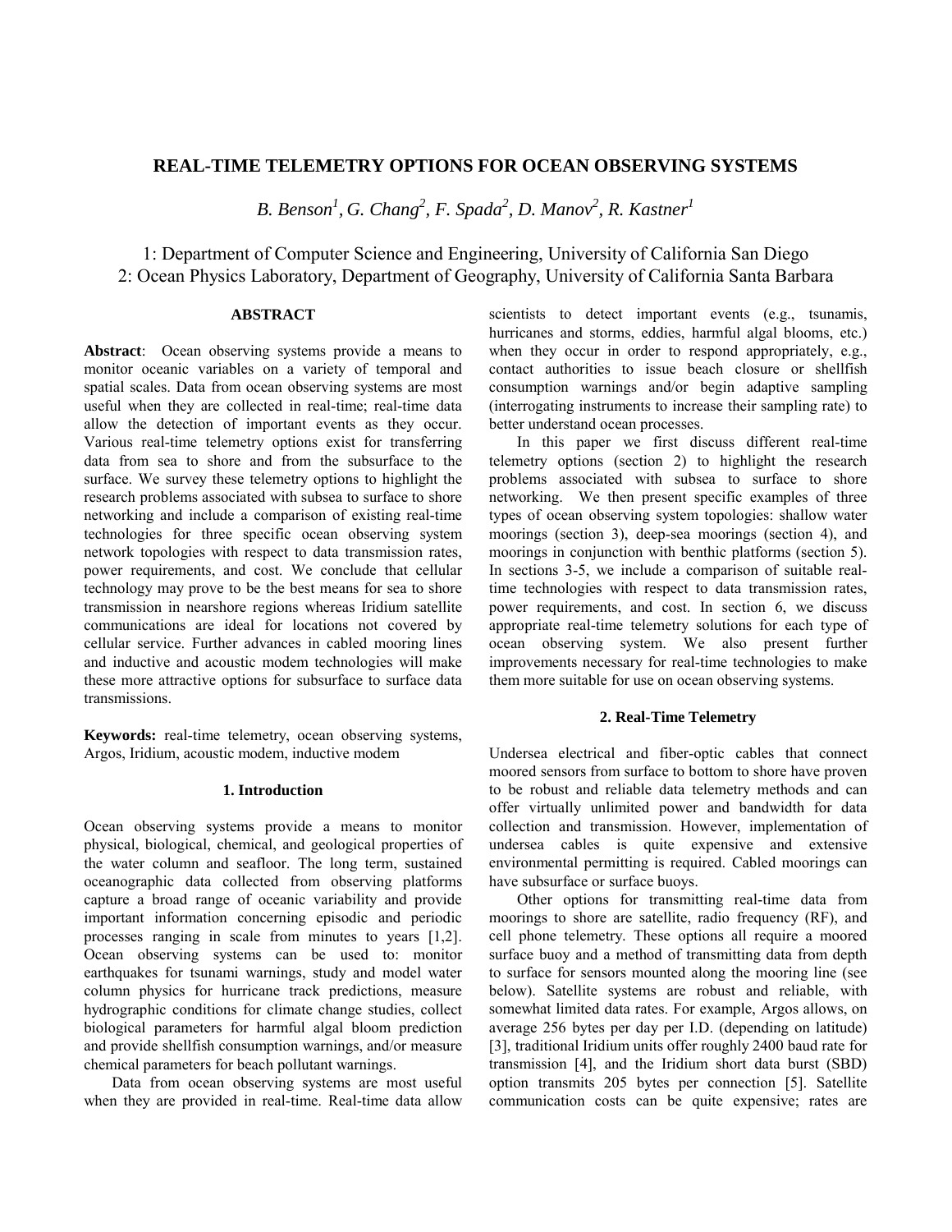# REAL-TIME TELEMETRY OPTIONS FOR OCEAN OBSERVING SYSTEMS

*B. Benson[1], G. Chang[2], F. Spada[2], D. Manov[2], R. Kastner[1]*

1: Department of Computer Science and Engineering, University of California San Diego
2: Ocean Physics Laboratory, Department of Geography, University of California Santa Barbara

## ABSTRACT

**Abstract**: Ocean observing systems provide a means to monitor oceanic variables on a variety of temporal and spatial scales. Data from ocean observing systems are most useful when they are collected in real-time; real-time data allow the detection of important events as they occur. Various real-time telemetry options exist for transferring data from sea to shore and from the subsurface to the surface. We survey these telemetry options to highlight the research problems associated with subsea to surface to shore networking and include a comparison of existing real-time technologies for three specific ocean observing system network topologies with respect to data transmission rates, power requirements, and cost. We conclude that cellular technology may prove to be the best means for sea to shore transmission in nearshore regions whereas Iridium satellite communications are ideal for locations not covered by cellular service. Further advances in cabled mooring lines and inductive and acoustic modem technologies will make these more attractive options for subsurface to surface data transmissions.

**Keywords:** real-time telemetry, ocean observing systems, Argos, Iridium, acoustic modem, inductive modem

## 1. Introduction

Ocean observing systems provide a means to monitor physical, biological, chemical, and geological properties of the water column and seafloor. The long term, sustained oceanographic data collected from observing platforms capture a broad range of oceanic variability and provide important information concerning episodic and periodic processes ranging in scale from minutes to years [1,2]. Ocean observing systems can be used to: monitor earthquakes for tsunami warnings, study and model water column physics for hurricane track predictions, measure hydrographic conditions for climate change studies, collect biological parameters for harmful algal bloom prediction and provide shellfish consumption warnings, and/or measure chemical parameters for beach pollutant warnings.

Data from ocean observing systems are most useful when they are provided in real-time. Real-time data allow scientists to detect important events (e.g., tsunamis, hurricanes and storms, eddies, harmful algal blooms, etc.) when they occur in order to respond appropriately, e.g., contact authorities to issue beach closure or shellfish consumption warnings and/or begin adaptive sampling (interrogating instruments to increase their sampling rate) to better understand ocean processes.

In this paper we first discuss different real-time telemetry options (section 2) to highlight the research problems associated with subsea to surface to shore networking. We then present specific examples of three types of ocean observing system topologies: shallow water moorings (section 3), deep-sea moorings (section 4), and moorings in conjunction with benthic platforms (section 5). In sections 3-5, we include a comparison of suitable real-time technologies with respect to data transmission rates, power requirements, and cost. In section 6, we discuss appropriate real-time telemetry solutions for each type of ocean observing system. We also present further improvements necessary for real-time technologies to make them more suitable for use on ocean observing systems.

## 2. Real-Time Telemetry

Undersea electrical and fiber-optic cables that connect moored sensors from surface to bottom to shore have proven to be robust and reliable data telemetry methods and can offer virtually unlimited power and bandwidth for data collection and transmission. However, implementation of undersea cables is quite expensive and extensive environmental permitting is required. Cabled moorings can have subsurface or surface buoys.

Other options for transmitting real-time data from moorings to shore are satellite, radio frequency (RF), and cell phone telemetry. These options all require a moored surface buoy and a method of transmitting data from depth to surface for sensors mounted along the mooring line (see below). Satellite systems are robust and reliable, with somewhat limited data rates. For example, Argos allows, on average 256 bytes per day per I.D. (depending on latitude) [3], traditional Iridium units offer roughly 2400 baud rate for transmission [4], and the Iridium short data burst (SBD) option transmits 205 bytes per connection [5]. Satellite communication costs can be quite expensive; rates are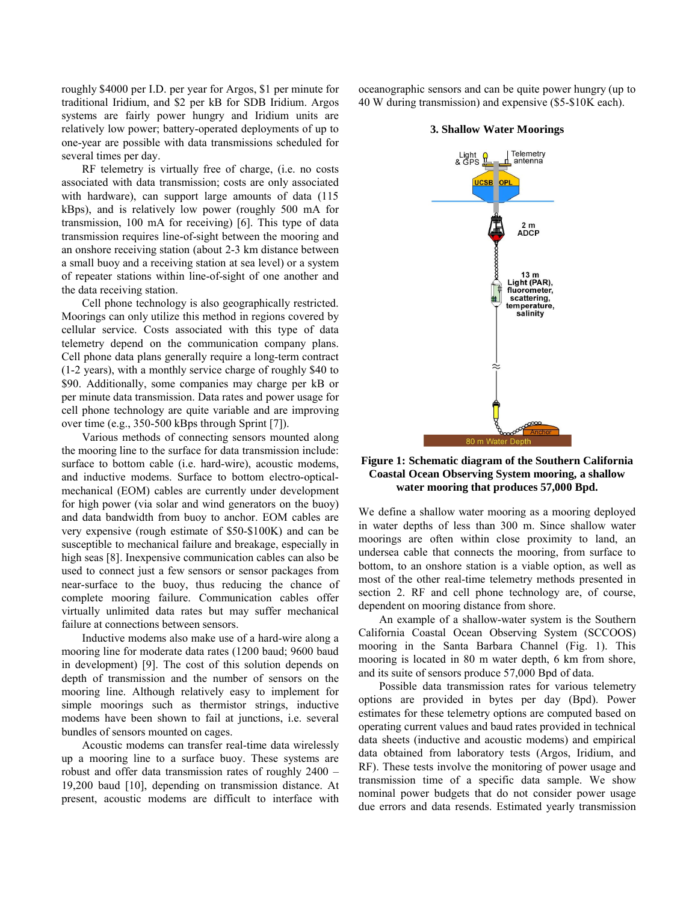roughly $4000 per I.D. per year for Argos, $1 per minute for traditional Iridium, and $2 per kB for SDB Iridium. Argos systems are fairly power hungry and Iridium units are relatively low power; battery-operated deployments of up to one-year are possible with data transmissions scheduled for several times per day.

RF telemetry is virtually free of charge, (i.e. no costs associated with data transmission; costs are only associated with hardware), can support large amounts of data (115 kBps), and is relatively low power (roughly 500 mA for transmission, 100 mA for receiving) [6]. This type of data transmission requires line-of-sight between the mooring and an onshore receiving station (about 2-3 km distance between a small buoy and a receiving station at sea level) or a system of repeater stations within line-of-sight of one another and the data receiving station.

Cell phone technology is also geographically restricted. Moorings can only utilize this method in regions covered by cellular service. Costs associated with this type of data telemetry depend on the communication company plans. Cell phone data plans generally require a long-term contract (1-2 years), with a monthly service charge of roughly $40 to $90. Additionally, some companies may charge per kB or per minute data transmission. Data rates and power usage for cell phone technology are quite variable and are improving over time (e.g., 350-500 kBps through Sprint [7]).

Various methods of connecting sensors mounted along the mooring line to the surface for data transmission include: surface to bottom cable (i.e. hard-wire), acoustic modems, and inductive modems. Surface to bottom electro-optical-mechanical (EOM) cables are currently under development for high power (via solar and wind generators on the buoy) and data bandwidth from buoy to anchor. EOM cables are very expensive (rough estimate of $50-$100K) and can be susceptible to mechanical failure and breakage, especially in high seas [8]. Inexpensive communication cables can also be used to connect just a few sensors or sensor packages from near-surface to the buoy, thus reducing the chance of complete mooring failure. Communication cables offer virtually unlimited data rates but may suffer mechanical failure at connections between sensors.

Inductive modems also make use of a hard-wire along a mooring line for moderate data rates (1200 baud; 9600 baud in development) [9]. The cost of this solution depends on depth of transmission and the number of sensors on the mooring line. Although relatively easy to implement for simple moorings such as thermistor strings, inductive modems have been shown to fail at junctions, i.e. several bundles of sensors mounted on cages.

Acoustic modems can transfer real-time data wirelessly up a mooring line to a surface buoy. These systems are robust and offer data transmission rates of roughly 2400 – 19,200 baud [10], depending on transmission distance. At present, acoustic modems are difficult to interface with oceanographic sensors and can be quite power hungry (up to 40 W during transmission) and expensive ($5-$10K each).

### 3. Shallow Water Moorings

**Figure 1: Schematic diagram of the Southern California Coastal Ocean Observing System mooring, a shallow water mooring that produces 57,000 Bpd.**

We define a shallow water mooring as a mooring deployed in water depths of less than 300 m. Since shallow water moorings are often within close proximity to land, an undersea cable that connects the mooring, from surface to bottom, to an onshore station is a viable option, as well as most of the other real-time telemetry methods presented in section 2. RF and cell phone technology are, of course, dependent on mooring distance from shore.

An example of a shallow-water system is the Southern California Coastal Ocean Observing System (SCCOOS) mooring in the Santa Barbara Channel (Fig. 1). This mooring is located in 80 m water depth, 6 km from shore, and its suite of sensors produce 57,000 Bpd of data.

Possible data transmission rates for various telemetry options are provided in bytes per day (Bpd). Power estimates for these telemetry options are computed based on operating current values and baud rates provided in technical data sheets (inductive and acoustic modems) and empirical data obtained from laboratory tests (Argos, Iridium, and RF). These tests involve the monitoring of power usage and transmission time of a specific data sample. We show nominal power budgets that do not consider power usage due errors and data resends. Estimated yearly transmission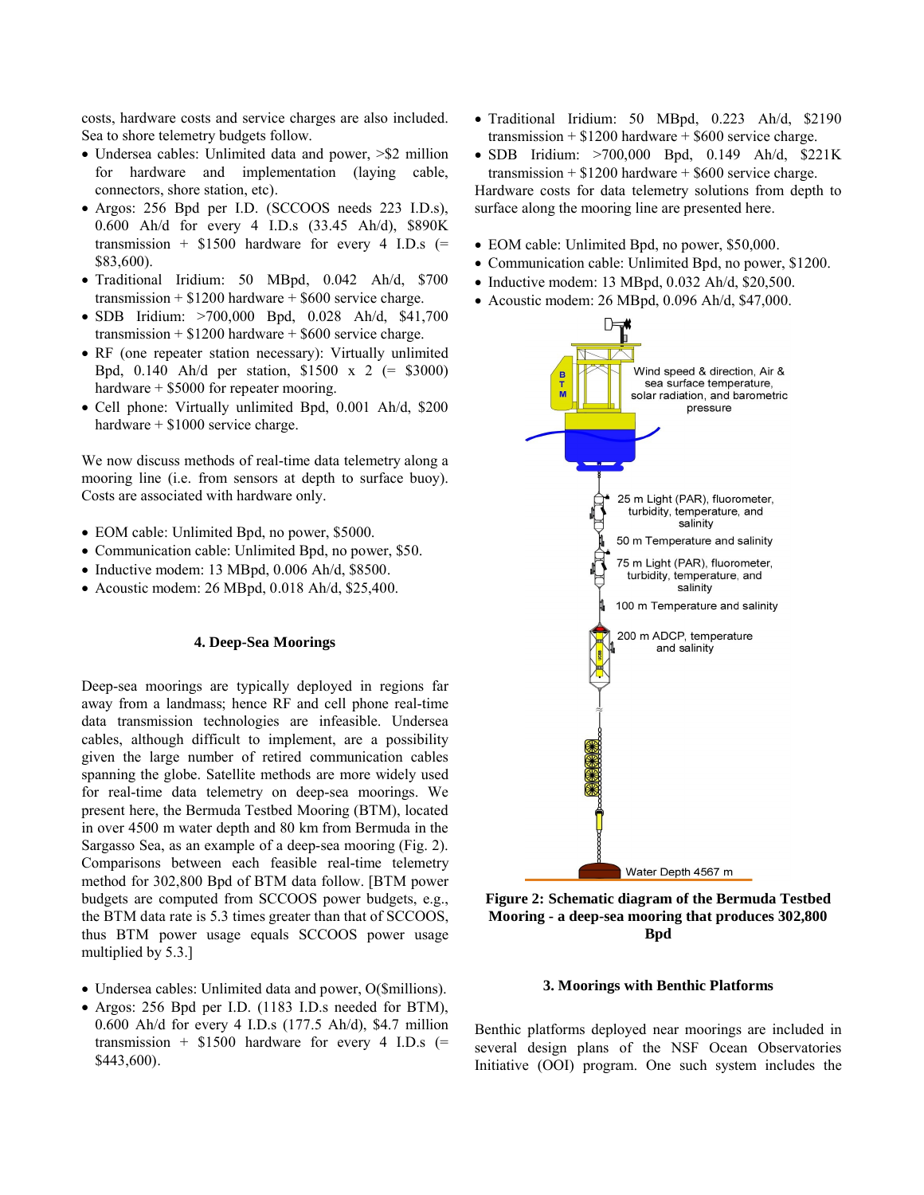costs, hardware costs and service charges are also included. Sea to shore telemetry budgets follow.

- Undersea cables: Unlimited data and power, >$2 million for hardware and implementation (laying cable, connectors, shore station, etc).
- Argos: 256 Bpd per I.D. (SCCOOS needs 223 I.D.s), 0.600 Ah/d for every 4 I.D.s (33.45 Ah/d), $890K transmission + $1500 hardware for every 4 I.D.s (= $83,600).
- Traditional Iridium: 50 MBpd, 0.042 Ah/d, $700 transmission + $1200 hardware + $600 service charge.
- SDB Iridium: >700,000 Bpd, 0.028 Ah/d, $41,700 transmission + $1200 hardware + $600 service charge.
- RF (one repeater station necessary): Virtually unlimited Bpd, 0.140 Ah/d per station, $1500 x 2 (= $3000) hardware + $5000 for repeater mooring.
- Cell phone: Virtually unlimited Bpd, 0.001 Ah/d, $200 hardware + $1000 service charge.

We now discuss methods of real-time data telemetry along a mooring line (i.e. from sensors at depth to surface buoy). Costs are associated with hardware only.

- EOM cable: Unlimited Bpd, no power, $5000.
- Communication cable: Unlimited Bpd, no power, $50.
- Inductive modem: 13 MBpd, 0.006 Ah/d, $8500.
- Acoustic modem: 26 MBpd, 0.018 Ah/d, $25,400.

### 4. Deep-Sea Moorings

Deep-sea moorings are typically deployed in regions far away from a landmass; hence RF and cell phone real-time data transmission technologies are infeasible. Undersea cables, although difficult to implement, are a possibility given the large number of retired communication cables spanning the globe. Satellite methods are more widely used for real-time data telemetry on deep-sea moorings. We present here, the Bermuda Testbed Mooring (BTM), located in over 4500 m water depth and 80 km from Bermuda in the Sargasso Sea, as an example of a deep-sea mooring (Fig. 2). Comparisons between each feasible real-time telemetry method for 302,800 Bpd of BTM data follow. [BTM power budgets are computed from SCCOOS power budgets, e.g., the BTM data rate is 5.3 times greater than that of SCCOOS, thus BTM power usage equals SCCOOS power usage multiplied by 5.3.]

- Undersea cables: Unlimited data and power, O($millions).
- Argos: 256 Bpd per I.D. (1183 I.D.s needed for BTM), 0.600 Ah/d for every 4 I.D.s (177.5 Ah/d), $4.7 million transmission + $1500 hardware for every 4 I.D.s (= $443,600).
- Traditional Iridium: 50 MBpd, 0.223 Ah/d, $2190 transmission + $1200 hardware + $600 service charge.
- SDB Iridium: >700,000 Bpd, 0.149 Ah/d, $221K transmission + $1200 hardware + $600 service charge.

Hardware costs for data telemetry solutions from depth to surface along the mooring line are presented here.

- EOM cable: Unlimited Bpd, no power, $50,000.
- Communication cable: Unlimited Bpd, no power, $1200.
- Inductive modem: 13 MBpd, 0.032 Ah/d, $20,500.
- Acoustic modem: 26 MBpd, 0.096 Ah/d, $47,000.

**Figure 2: Schematic diagram of the Bermuda Testbed Mooring - a deep-sea mooring that produces 302,800 Bpd**

### 3. Moorings with Benthic Platforms

Benthic platforms deployed near moorings are included in several design plans of the NSF Ocean Observatories Initiative (OOI) program. One such system includes the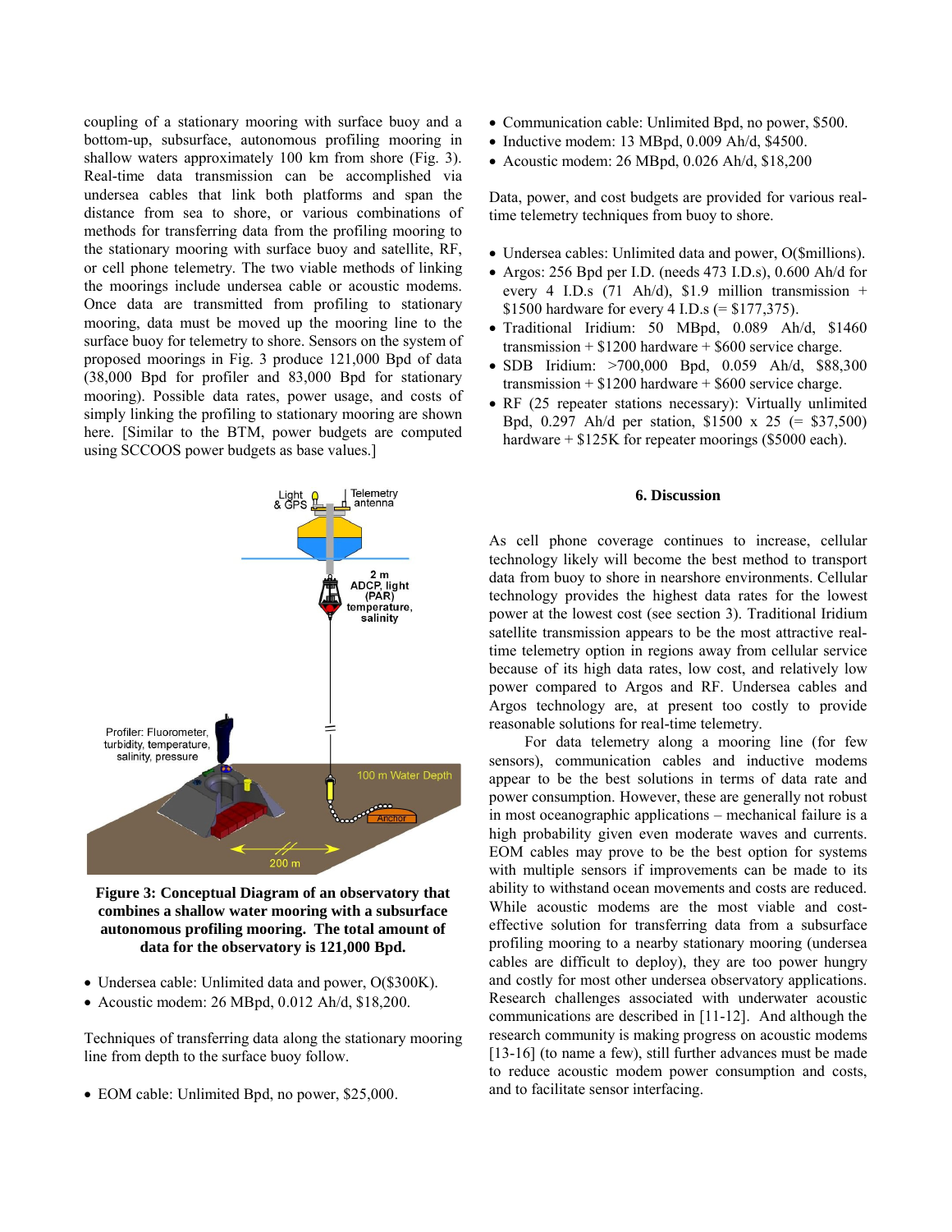coupling of a stationary mooring with surface buoy and a bottom-up, subsurface, autonomous profiling mooring in shallow waters approximately 100 km from shore (Fig. 3). Real-time data transmission can be accomplished via undersea cables that link both platforms and span the distance from sea to shore, or various combinations of methods for transferring data from the profiling mooring to the stationary mooring with surface buoy and satellite, RF, or cell phone telemetry. The two viable methods of linking the moorings include undersea cable or acoustic modems. Once data are transmitted from profiling to stationary mooring, data must be moved up the mooring line to the surface buoy for telemetry to shore. Sensors on the system of proposed moorings in Fig. 3 produce 121,000 Bpd of data (38,000 Bpd for profiler and 83,000 Bpd for stationary mooring). Possible data rates, power usage, and costs of simply linking the profiling to stationary mooring are shown here. [Similar to the BTM, power budgets are computed using SCCOOS power budgets as base values.]

**Figure 3: Conceptual Diagram of an observatory that combines a shallow water mooring with a subsurface autonomous profiling mooring. The total amount of data for the observatory is 121,000 Bpd.**

- Undersea cable: Unlimited data and power, O($300K).
- Acoustic modem: 26 MBpd, 0.012 Ah/d, $18,200.

Techniques of transferring data along the stationary mooring line from depth to the surface buoy follow.

- EOM cable: Unlimited Bpd, no power, $25,000.
- Communication cable: Unlimited Bpd, no power, $500.
- Inductive modem: 13 MBpd, 0.009 Ah/d, $4500.
- Acoustic modem: 26 MBpd, 0.026 Ah/d, $18,200

Data, power, and cost budgets are provided for various real-time telemetry techniques from buoy to shore.

- Undersea cables: Unlimited data and power, O($millions).
- Argos: 256 Bpd per I.D. (needs 473 I.D.s), 0.600 Ah/d for every 4 I.D.s (71 Ah/d), $1.9 million transmission + $1500 hardware for every 4 I.D.s (= $177,375).
- Traditional Iridium: 50 MBpd, 0.089 Ah/d, $1460 transmission + $1200 hardware + $600 service charge.
- SDB Iridium: >700,000 Bpd, 0.059 Ah/d, $88,300 transmission + $1200 hardware + $600 service charge.
- RF (25 repeater stations necessary): Virtually unlimited Bpd, 0.297 Ah/d per station, $1500 x 25 (= $37,500) hardware + $125K for repeater moorings ($5000 each).

## 6. Discussion

As cell phone coverage continues to increase, cellular technology likely will become the best method to transport data from buoy to shore in nearshore environments. Cellular technology provides the highest data rates for the lowest power at the lowest cost (see section 3). Traditional Iridium satellite transmission appears to be the most attractive real-time telemetry option in regions away from cellular service because of its high data rates, low cost, and relatively low power compared to Argos and RF. Undersea cables and Argos technology are, at present too costly to provide reasonable solutions for real-time telemetry.

For data telemetry along a mooring line (for few sensors), communication cables and inductive modems appear to be the best solutions in terms of data rate and power consumption. However, these are generally not robust in most oceanographic applications – mechanical failure is a high probability given even moderate waves and currents. EOM cables may prove to be the best option for systems with multiple sensors if improvements can be made to its ability to withstand ocean movements and costs are reduced. While acoustic modems are the most viable and cost-effective solution for transferring data from a subsurface profiling mooring to a nearby stationary mooring (undersea cables are difficult to deploy), they are too power hungry and costly for most other undersea observatory applications. Research challenges associated with underwater acoustic communications are described in [11-12]. And although the research community is making progress on acoustic modems [13-16] (to name a few), still further advances must be made to reduce acoustic modem power consumption and costs, and to facilitate sensor interfacing.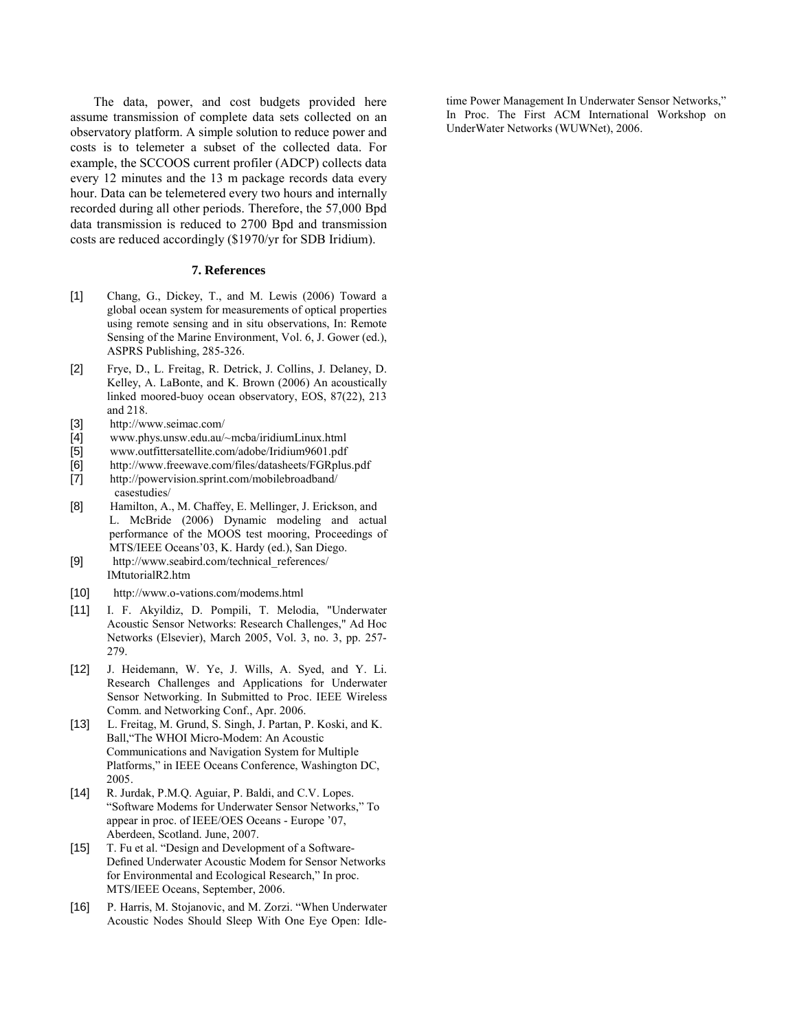The data, power, and cost budgets provided here assume transmission of complete data sets collected on an observatory platform. A simple solution to reduce power and costs is to telemeter a subset of the collected data. For example, the SCCOOS current profiler (ADCP) collects data every 12 minutes and the 13 m package records data every hour. Data can be telemetered every two hours and internally recorded during all other periods. Therefore, the 57,000 Bpd data transmission is reduced to 2700 Bpd and transmission costs are reduced accordingly ($1970/yr for SDB Iridium).

## 7. References

[1] Chang, G., Dickey, T., and M. Lewis (2006) Toward a global ocean system for measurements of optical properties using remote sensing and in situ observations, In: Remote Sensing of the Marine Environment, Vol. 6, J. Gower (ed.), ASPRS Publishing, 285-326.

[2] Frye, D., L. Freitag, R. Detrick, J. Collins, J. Delaney, D. Kelley, A. LaBonte, and K. Brown (2006) An acoustically linked moored-buoy ocean observatory, EOS, 87(22), 213 and 218.

[3] http://www.seimac.com/

[4] www.phys.unsw.edu.au/~mcba/iridiumLinux.html

[5] www.outfittersatellite.com/adobe/Iridium9601.pdf

[6] http://www.freewave.com/files/datasheets/FGRplus.pdf

[7] http://powervision.sprint.com/mobilebroadband/casestudies/

[8] Hamilton, A., M. Chaffey, E. Mellinger, J. Erickson, and L. McBride (2006) Dynamic modeling and actual performance of the MOOS test mooring, Proceedings of MTS/IEEE Oceans'03, K. Hardy (ed.), San Diego.

[9] http://www.seabird.com/technical_references/IMtutorialR2.htm

[10] http://www.o-vations.com/modems.html

[11] I. F. Akyildiz, D. Pompili, T. Melodia, "Underwater Acoustic Sensor Networks: Research Challenges," Ad Hoc Networks (Elsevier), March 2005, Vol. 3, no. 3, pp. 257-279.

[12] J. Heidemann, W. Ye, J. Wills, A. Syed, and Y. Li. Research Challenges and Applications for Underwater Sensor Networking. In Submitted to Proc. IEEE Wireless Comm. and Networking Conf., Apr. 2006.

[13] L. Freitag, M. Grund, S. Singh, J. Partan, P. Koski, and K. Ball,"The WHOI Micro-Modem: An Acoustic Communications and Navigation System for Multiple Platforms," in IEEE Oceans Conference, Washington DC, 2005.

[14] R. Jurdak, P.M.Q. Aguiar, P. Baldi, and C.V. Lopes. "Software Modems for Underwater Sensor Networks," To appear in proc. of IEEE/OES Oceans - Europe '07, Aberdeen, Scotland. June, 2007.

[15] T. Fu et al. "Design and Development of a Software-Defined Underwater Acoustic Modem for Sensor Networks for Environmental and Ecological Research," In proc. MTS/IEEE Oceans, September, 2006.

[16] P. Harris, M. Stojanovic, and M. Zorzi. "When Underwater Acoustic Nodes Should Sleep With One Eye Open: Idle-time Power Management In Underwater Sensor Networks," In Proc. The First ACM International Workshop on UnderWater Networks (WUWNet), 2006.